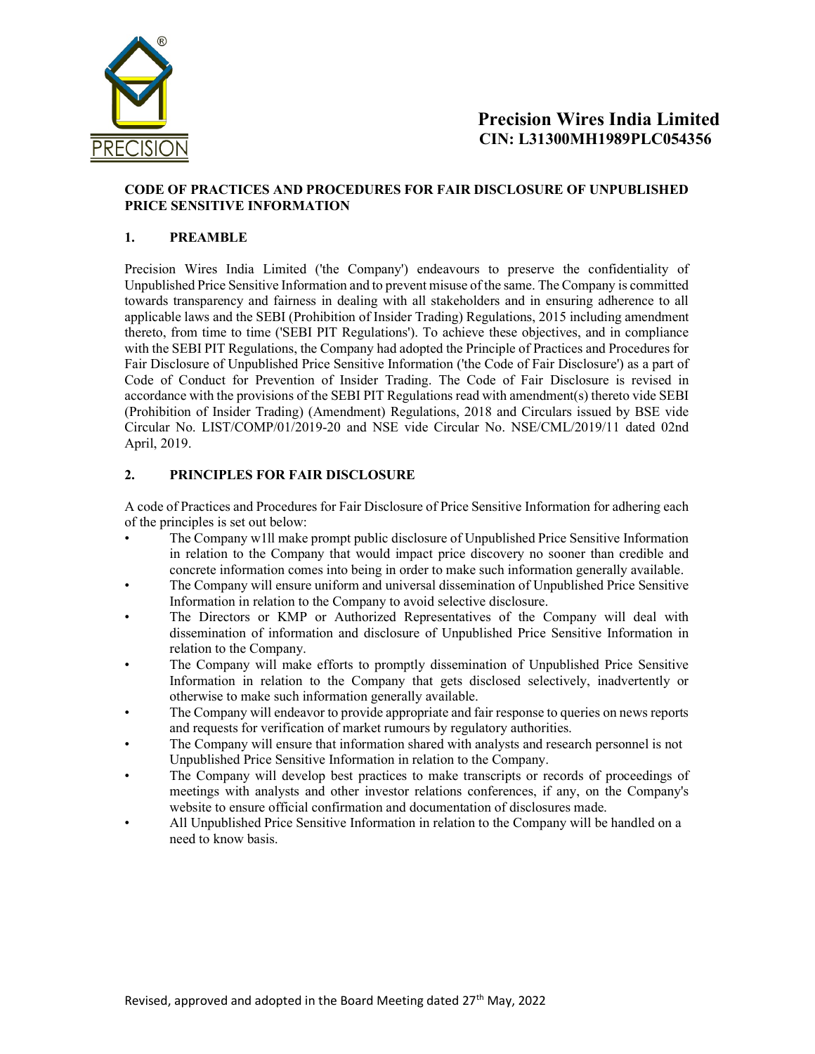# Precision Wires India Limited
## CIN: L31300MH1989PLC054356

### CODE OF PRACTICES AND PROCEDURES FOR FAIR DISCLOSURE OF UNPUBLISHED PRICE SENSITIVE INFORMATION

### 1. PREAMBLE

Precision Wires India Limited ('the Company') endeavours to preserve the confidentiality of Unpublished Price Sensitive Information and to prevent misuse of the same. The Company is committed towards transparency and fairness in dealing with all stakeholders and in ensuring adherence to all applicable laws and the SEBI (Prohibition of Insider Trading) Regulations, 2015 including amendment thereto, from time to time ('SEBI PIT Regulations'). To achieve these objectives, and in compliance with the SEBI PIT Regulations, the Company had adopted the Principle of Practices and Procedures for Fair Disclosure of Unpublished Price Sensitive Information ('the Code of Fair Disclosure') as a part of Code of Conduct for Prevention of Insider Trading. The Code of Fair Disclosure is revised in accordance with the provisions of the SEBI PIT Regulations read with amendment(s) thereto vide SEBI (Prohibition of Insider Trading) (Amendment) Regulations, 2018 and Circulars issued by BSE vide Circular No. LIST/COMP/01/2019-20 and NSE vide Circular No. NSE/CML/2019/11 dated 02nd April, 2019.

### 2. PRINCIPLES FOR FAIR DISCLOSURE

A code of Practices and Procedures for Fair Disclosure of Price Sensitive Information for adhering each of the principles is set out below:

- The Company w1ll make prompt public disclosure of Unpublished Price Sensitive Information in relation to the Company that would impact price discovery no sooner than credible and concrete information comes into being in order to make such information generally available.
- The Company will ensure uniform and universal dissemination of Unpublished Price Sensitive Information in relation to the Company to avoid selective disclosure.
- The Directors or KMP or Authorized Representatives of the Company will deal with dissemination of information and disclosure of Unpublished Price Sensitive Information in relation to the Company.
- The Company will make efforts to promptly dissemination of Unpublished Price Sensitive Information in relation to the Company that gets disclosed selectively, inadvertently or otherwise to make such information generally available.
- The Company will endeavor to provide appropriate and fair response to queries on news reports and requests for verification of market rumours by regulatory authorities.
- The Company will ensure that information shared with analysts and research personnel is not Unpublished Price Sensitive Information in relation to the Company.
- The Company will develop best practices to make transcripts or records of proceedings of meetings with analysts and other investor relations conferences, if any, on the Company's website to ensure official confirmation and documentation of disclosures made.
- All Unpublished Price Sensitive Information in relation to the Company will be handled on a need to know basis.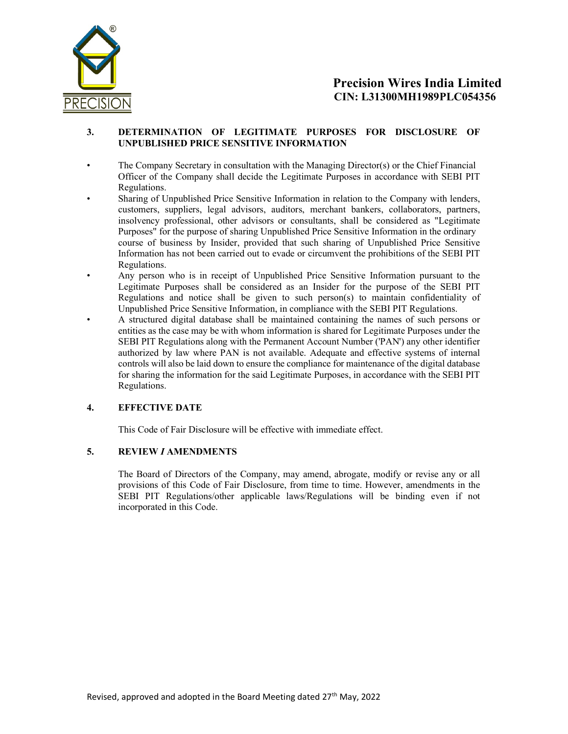### 3. DETERMINATION OF LEGITIMATE PURPOSES FOR DISCLOSURE OF UNPUBLISHED PRICE SENSITIVE INFORMATION

- The Company Secretary in consultation with the Managing Director(s) or the Chief Financial Officer of the Company shall decide the Legitimate Purposes in accordance with SEBI PIT Regulations.
- Sharing of Unpublished Price Sensitive Information in relation to the Company with lenders, customers, suppliers, legal advisors, auditors, merchant bankers, collaborators, partners, insolvency professional, other advisors or consultants, shall be considered as "Legitimate Purposes" for the purpose of sharing Unpublished Price Sensitive Information in the ordinary course of business by Insider, provided that such sharing of Unpublished Price Sensitive Information has not been carried out to evade or circumvent the prohibitions of the SEBI PIT Regulations.
- Any person who is in receipt of Unpublished Price Sensitive Information pursuant to the Legitimate Purposes shall be considered as an Insider for the purpose of the SEBI PIT Regulations and notice shall be given to such person(s) to maintain confidentiality of Unpublished Price Sensitive Information, in compliance with the SEBI PIT Regulations.
- A structured digital database shall be maintained containing the names of such persons or entities as the case may be with whom information is shared for Legitimate Purposes under the SEBI PIT Regulations along with the Permanent Account Number ('PAN') any other identifier authorized by law where PAN is not available. Adequate and effective systems of internal controls will also be laid down to ensure the compliance for maintenance of the digital database for sharing the information for the said Legitimate Purposes, in accordance with the SEBI PIT Regulations.

### 4. EFFECTIVE DATE

This Code of Fair Disclosure will be effective with immediate effect.

### 5. REVIEW *I* AMENDMENTS

The Board of Directors of the Company, may amend, abrogate, modify or revise any or all provisions of this Code of Fair Disclosure, from time to time. However, amendments in the SEBI PIT Regulations/other applicable laws/Regulations will be binding even if not incorporated in this Code.

Revised, approved and adopted in the Board Meeting dated 27th May, 2022